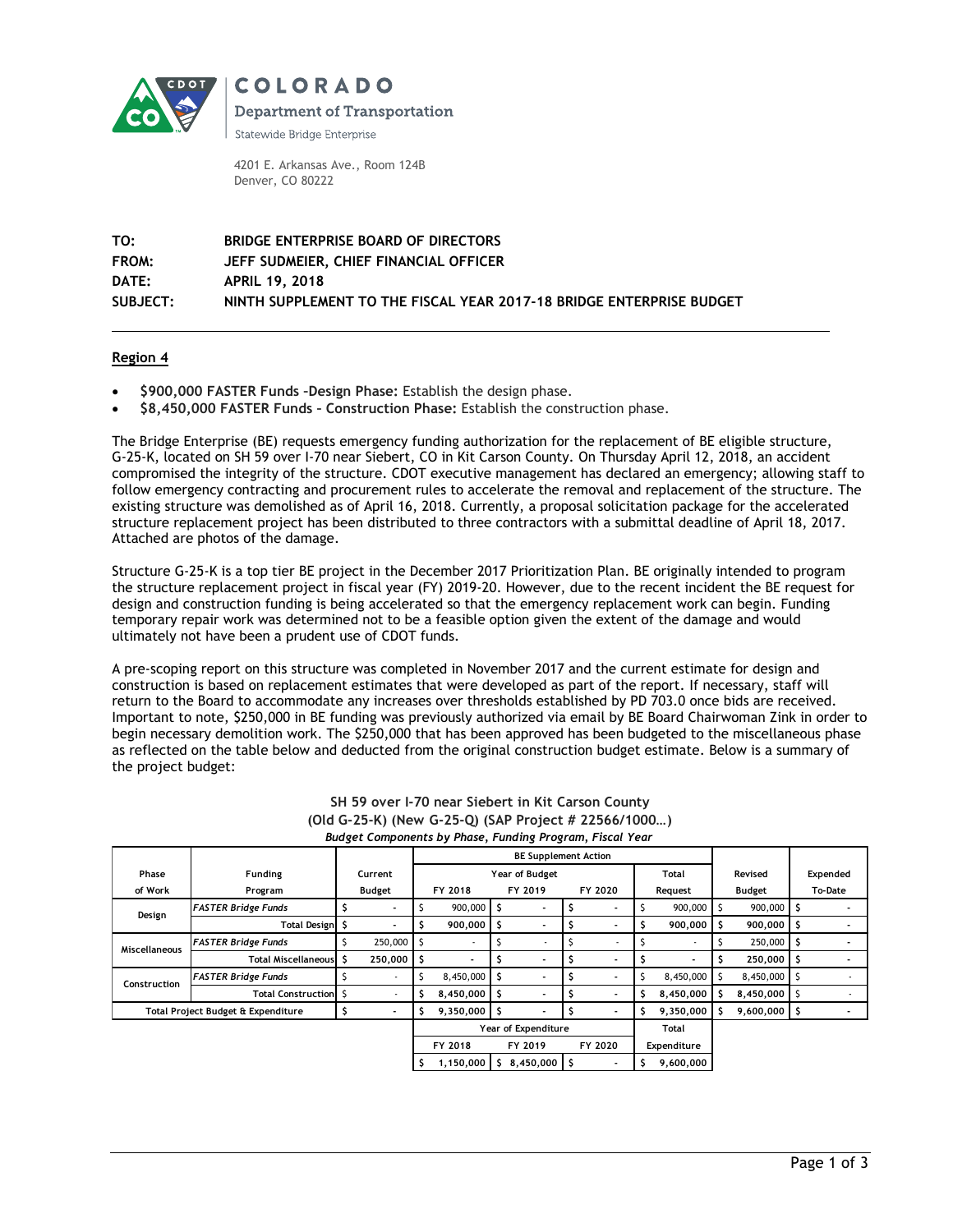**COLORADO**
**Department of Transportation**
Statewide Bridge Enterprise

4201 E. Arkansas Ave., Room 124B
Denver, CO 80222

**TO:** BRIDGE ENTERPRISE BOARD OF DIRECTORS
**FROM:** JEFF SUDMEIER, CHIEF FINANCIAL OFFICER
**DATE:** APRIL 19, 2018
**SUBJECT:** NINTH SUPPLEMENT TO THE FISCAL YEAR 2017-18 BRIDGE ENTERPRISE BUDGET

---

## Region 4

- **$900,000 FASTER Funds –Design Phase:** Establish the design phase.
- **$8,450,000 FASTER Funds – Construction Phase:** Establish the construction phase.

The Bridge Enterprise (BE) requests emergency funding authorization for the replacement of BE eligible structure, G-25-K, located on SH 59 over I-70 near Siebert, CO in Kit Carson County. On Thursday April 12, 2018, an accident compromised the integrity of the structure. CDOT executive management has declared an emergency; allowing staff to follow emergency contracting and procurement rules to accelerate the removal and replacement of the structure. The existing structure was demolished as of April 16, 2018. Currently, a proposal solicitation package for the accelerated structure replacement project has been distributed to three contractors with a submittal deadline of April 18, 2017. Attached are photos of the damage.

Structure G-25-K is a top tier BE project in the December 2017 Prioritization Plan. BE originally intended to program the structure replacement project in fiscal year (FY) 2019-20. However, due to the recent incident the BE request for design and construction funding is being accelerated so that the emergency replacement work can begin. Funding temporary repair work was determined not to be a feasible option given the extent of the damage and would ultimately not have been a prudent use of CDOT funds.

A pre-scoping report on this structure was completed in November 2017 and the current estimate for design and construction is based on replacement estimates that were developed as part of the report. If necessary, staff will return to the Board to accommodate any increases over thresholds established by PD 703.0 once bids are received. Important to note, $250,000 in BE funding was previously authorized via email by BE Board Chairwoman Zink in order to begin necessary demolition work. The $250,000 that has been approved has been budgeted to the miscellaneous phase as reflected on the table below and deducted from the original construction budget estimate. Below is a summary of the project budget:

**SH 59 over I-70 near Siebert in Kit Carson County**
**(Old G-25-K) (New G-25-Q) (SAP Project # 22566/1000…)**
***Budget Components by Phase, Funding Program, Fiscal Year***

| Phase of Work | Funding Program | Current Budget | BE Supplement Action: Year of Budget FY 2018 | FY 2019 | FY 2020 | Total Request | Revised Budget | Expended To-Date |
|---|---|---|---|---|---|---|---|---|
| Design | *FASTER Bridge Funds* | $ - | $ 900,000 | $ - | $ - | $ 900,000 | $ 900,000 | $ - |
| | Total Design | $ - | $ 900,000 | $ - | $ - | $ 900,000 | $ 900,000 | $ - |
| Miscellaneous | *FASTER Bridge Funds* | $ 250,000 | $ - | $ - | $ - | $ - | $ 250,000 | $ - |
| | Total Miscellaneous | $ 250,000 | $ - | $ - | $ - | $ - | $ 250,000 | $ - |
| Construction | *FASTER Bridge Funds* | $ - | $ 8,450,000 | $ - | $ - | $ 8,450,000 | $ 8,450,000 | $ - |
| | Total Construction | $ - | $ 8,450,000 | $ - | $ - | $ 8,450,000 | $ 8,450,000 | $ - |
| Total Project Budget & Expenditure | | $ - | $ 9,350,000 | $ - | $ - | $ 9,350,000 | $ 9,600,000 | $ - |
| | | | **Year of Expenditure: FY 2018** | **FY 2019** | **FY 2020** | **Total Expenditure** | | |
| | | | $ 1,150,000 | $ 8,450,000 | $ - | $ 9,600,000 | | |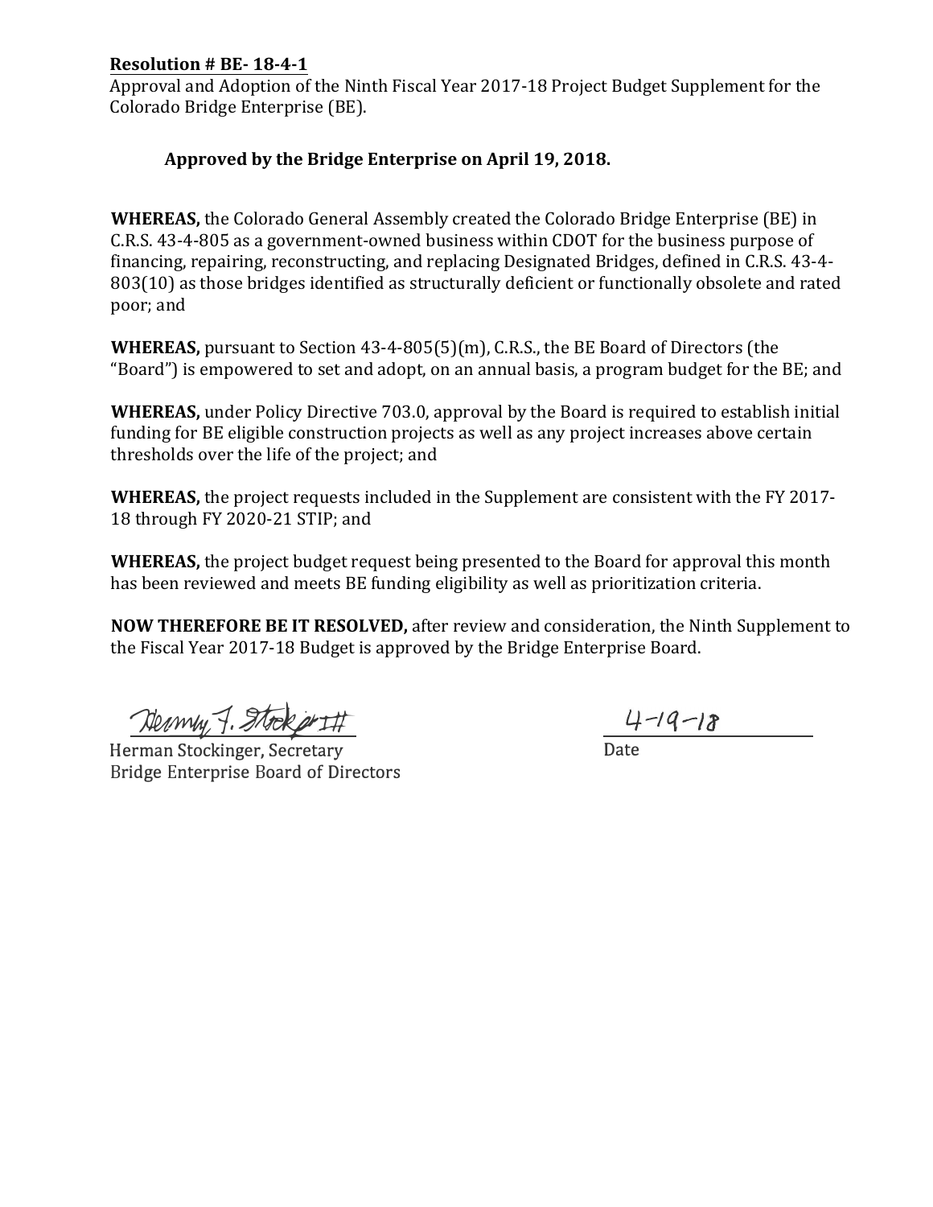**Resolution # BE- 18-4-1**

Approval and Adoption of the Ninth Fiscal Year 2017-18 Project Budget Supplement for the Colorado Bridge Enterprise (BE).

**Approved by the Bridge Enterprise on April 19, 2018.**

**WHEREAS,** the Colorado General Assembly created the Colorado Bridge Enterprise (BE) in C.R.S. 43-4-805 as a government-owned business within CDOT for the business purpose of financing, repairing, reconstructing, and replacing Designated Bridges, defined in C.R.S. 43-4-803(10) as those bridges identified as structurally deficient or functionally obsolete and rated poor; and

**WHEREAS,** pursuant to Section 43-4-805(5)(m), C.R.S., the BE Board of Directors (the "Board") is empowered to set and adopt, on an annual basis, a program budget for the BE; and

**WHEREAS,** under Policy Directive 703.0, approval by the Board is required to establish initial funding for BE eligible construction projects as well as any project increases above certain thresholds over the life of the project; and

**WHEREAS,** the project requests included in the Supplement are consistent with the FY 2017-18 through FY 2020-21 STIP; and

**WHEREAS,** the project budget request being presented to the Board for approval this month has been reviewed and meets BE funding eligibility as well as prioritization criteria.

**NOW THEREFORE BE IT RESOLVED,** after review and consideration, the Ninth Supplement to the Fiscal Year 2017-18 Budget is approved by the Bridge Enterprise Board.

Herman F. Stockinger III

Herman Stockinger, Secretary
Bridge Enterprise Board of Directors

4-19-18

Date